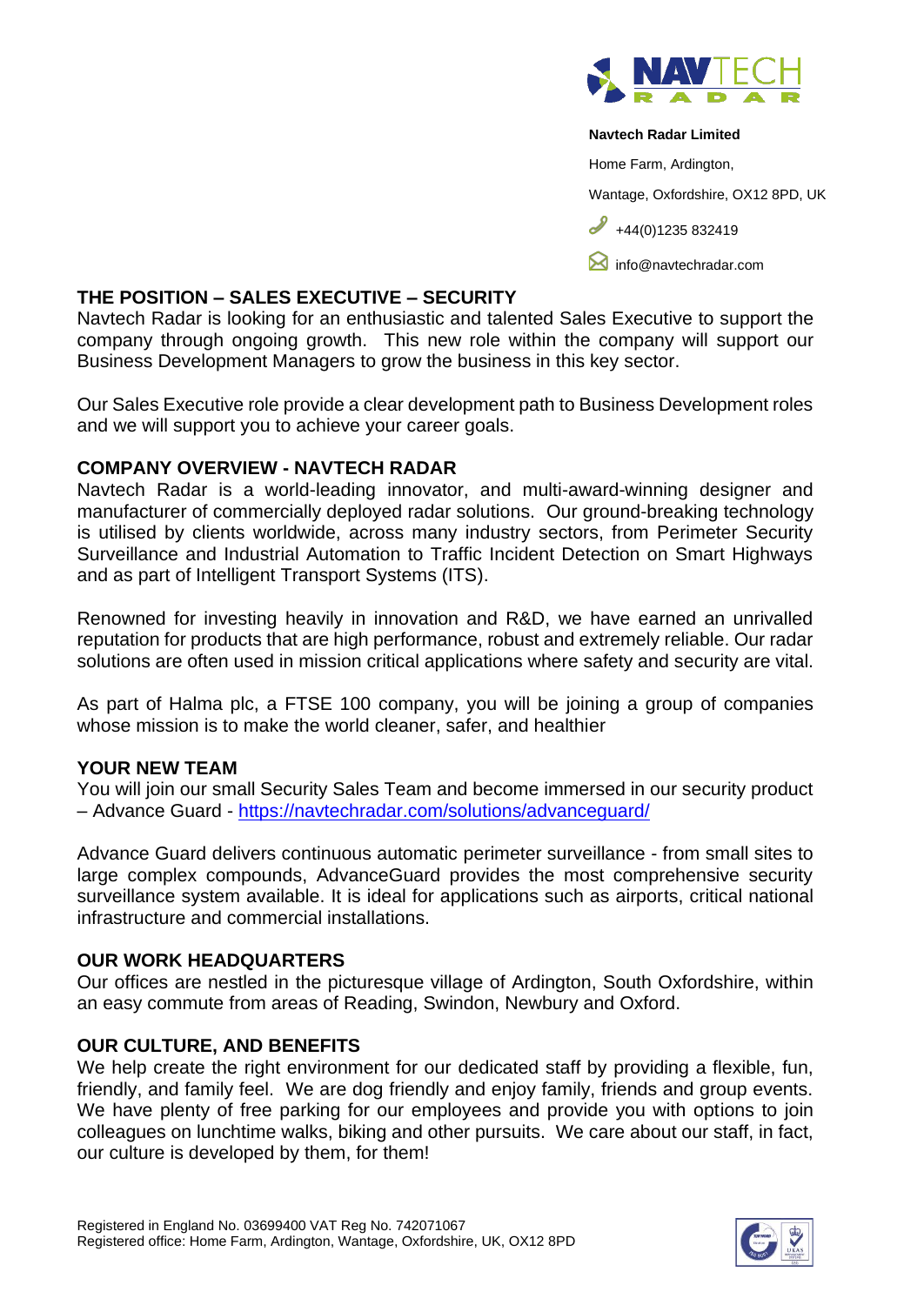**Navtech Radar Limited**

Home Farm, Ardington,

Wantage, Oxfordshire, OX12 8PD, UK

+44(0)1235 832419

info@navtechradar.com

## THE POSITION – SALES EXECUTIVE – SECURITY

Navtech Radar is looking for an enthusiastic and talented Sales Executive to support the company through ongoing growth. This new role within the company will support our Business Development Managers to grow the business in this key sector.

Our Sales Executive role provide a clear development path to Business Development roles and we will support you to achieve your career goals.

## COMPANY OVERVIEW - NAVTECH RADAR

Navtech Radar is a world-leading innovator, and multi-award-winning designer and manufacturer of commercially deployed radar solutions. Our ground-breaking technology is utilised by clients worldwide, across many industry sectors, from Perimeter Security Surveillance and Industrial Automation to Traffic Incident Detection on Smart Highways and as part of Intelligent Transport Systems (ITS).

Renowned for investing heavily in innovation and R&D, we have earned an unrivalled reputation for products that are high performance, robust and extremely reliable. Our radar solutions are often used in mission critical applications where safety and security are vital.

As part of Halma plc, a FTSE 100 company, you will be joining a group of companies whose mission is to make the world cleaner, safer, and healthier

## YOUR NEW TEAM

You will join our small Security Sales Team and become immersed in our security product – Advance Guard - https://navtechradar.com/solutions/advanceguard/

Advance Guard delivers continuous automatic perimeter surveillance - from small sites to large complex compounds, AdvanceGuard provides the most comprehensive security surveillance system available. It is ideal for applications such as airports, critical national infrastructure and commercial installations.

## OUR WORK HEADQUARTERS

Our offices are nestled in the picturesque village of Ardington, South Oxfordshire, within an easy commute from areas of Reading, Swindon, Newbury and Oxford.

## OUR CULTURE, AND BENEFITS

We help create the right environment for our dedicated staff by providing a flexible, fun, friendly, and family feel. We are dog friendly and enjoy family, friends and group events. We have plenty of free parking for our employees and provide you with options to join colleagues on lunchtime walks, biking and other pursuits. We care about our staff, in fact, our culture is developed by them, for them!

Registered in England No. 03699400 VAT Reg No. 742071067
Registered office: Home Farm, Ardington, Wantage, Oxfordshire, UK, OX12 8PD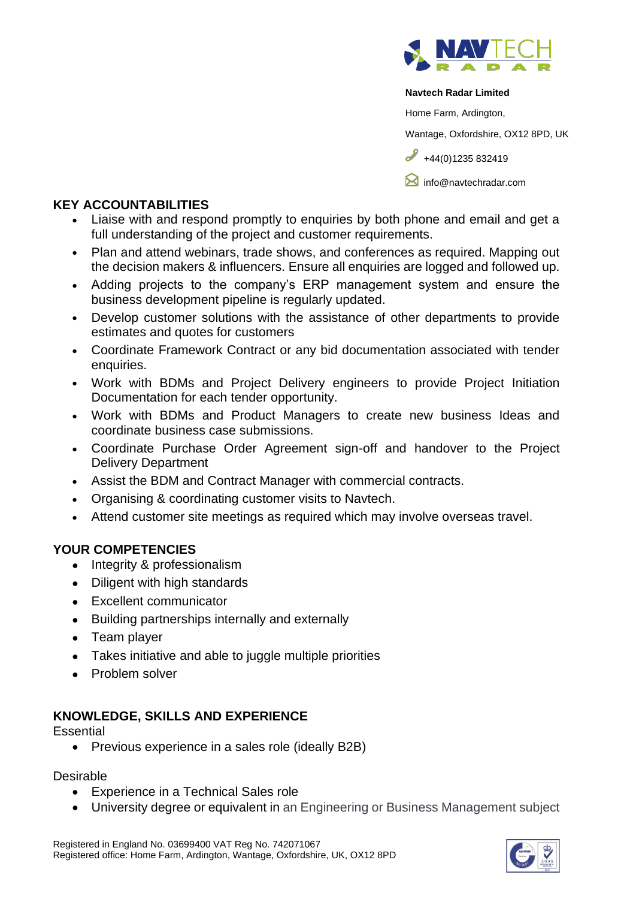**Navtech Radar Limited**

Home Farm, Ardington,

Wantage, Oxfordshire, OX12 8PD, UK

+44(0)1235 832419

info@navtechradar.com

## KEY ACCOUNTABILITIES

- Liaise with and respond promptly to enquiries by both phone and email and get a full understanding of the project and customer requirements.
- Plan and attend webinars, trade shows, and conferences as required. Mapping out the decision makers & influencers. Ensure all enquiries are logged and followed up.
- Adding projects to the company's ERP management system and ensure the business development pipeline is regularly updated.
- Develop customer solutions with the assistance of other departments to provide estimates and quotes for customers
- Coordinate Framework Contract or any bid documentation associated with tender enquiries.
- Work with BDMs and Project Delivery engineers to provide Project Initiation Documentation for each tender opportunity.
- Work with BDMs and Product Managers to create new business Ideas and coordinate business case submissions.
- Coordinate Purchase Order Agreement sign-off and handover to the Project Delivery Department
- Assist the BDM and Contract Manager with commercial contracts.
- Organising & coordinating customer visits to Navtech.
- Attend customer site meetings as required which may involve overseas travel.

## YOUR COMPETENCIES

- Integrity & professionalism
- Diligent with high standards
- Excellent communicator
- Building partnerships internally and externally
- Team player
- Takes initiative and able to juggle multiple priorities
- Problem solver

## KNOWLEDGE, SKILLS AND EXPERIENCE

Essential

- Previous experience in a sales role (ideally B2B)

Desirable

- Experience in a Technical Sales role
- University degree or equivalent in an Engineering or Business Management subject

Registered in England No. 03699400 VAT Reg No. 742071067
Registered office: Home Farm, Ardington, Wantage, Oxfordshire, UK, OX12 8PD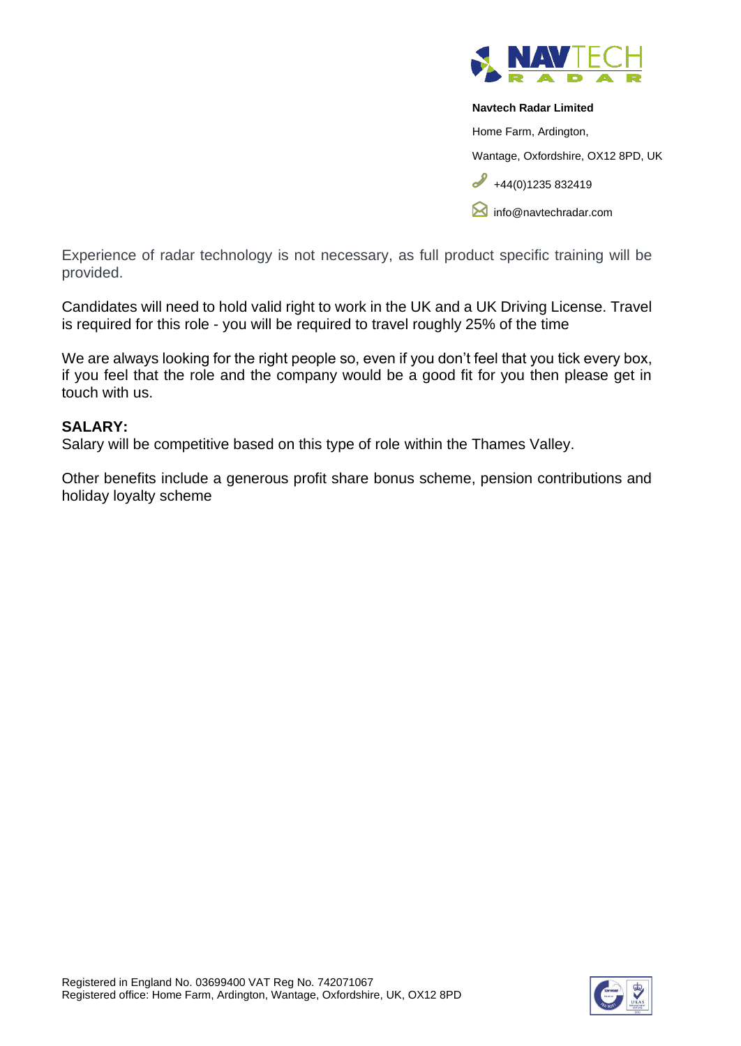Experience of radar technology is not necessary, as full product specific training will be provided.

Candidates will need to hold valid right to work in the UK and a UK Driving License. Travel is required for this role - you will be required to travel roughly 25% of the time

We are always looking for the right people so, even if you don't feel that you tick every box, if you feel that the role and the company would be a good fit for you then please get in touch with us.

**SALARY:**
Salary will be competitive based on this type of role within the Thames Valley.

Other benefits include a generous profit share bonus scheme, pension contributions and holiday loyalty scheme